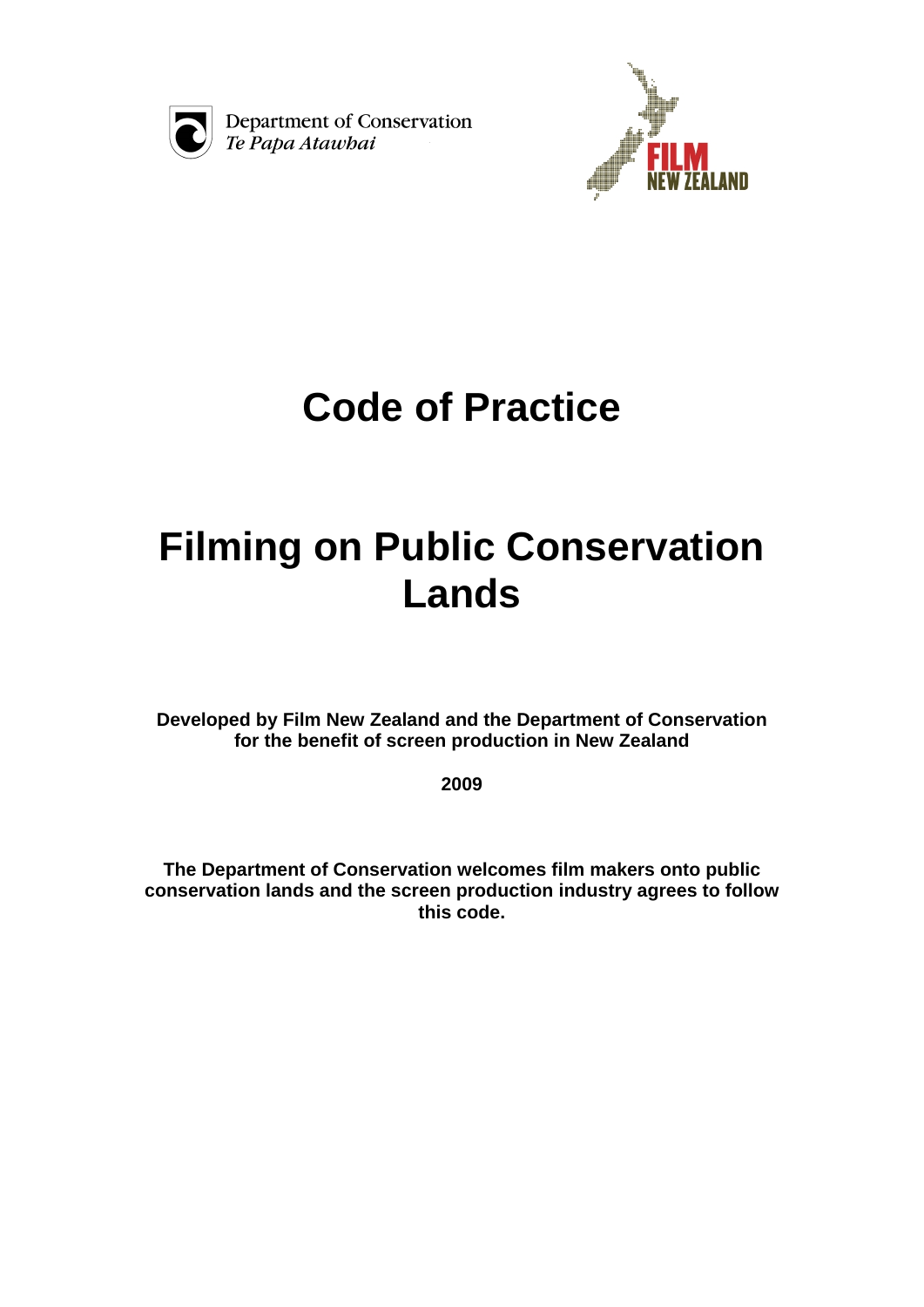Department of Conservation
*Te Papa Atawhai*

FILM NEW ZEALAND

# Code of Practice

# Filming on Public Conservation Lands

**Developed by Film New Zealand and the Department of Conservation for the benefit of screen production in New Zealand**

**2009**

**The Department of Conservation welcomes film makers onto public conservation lands and the screen production industry agrees to follow this code.**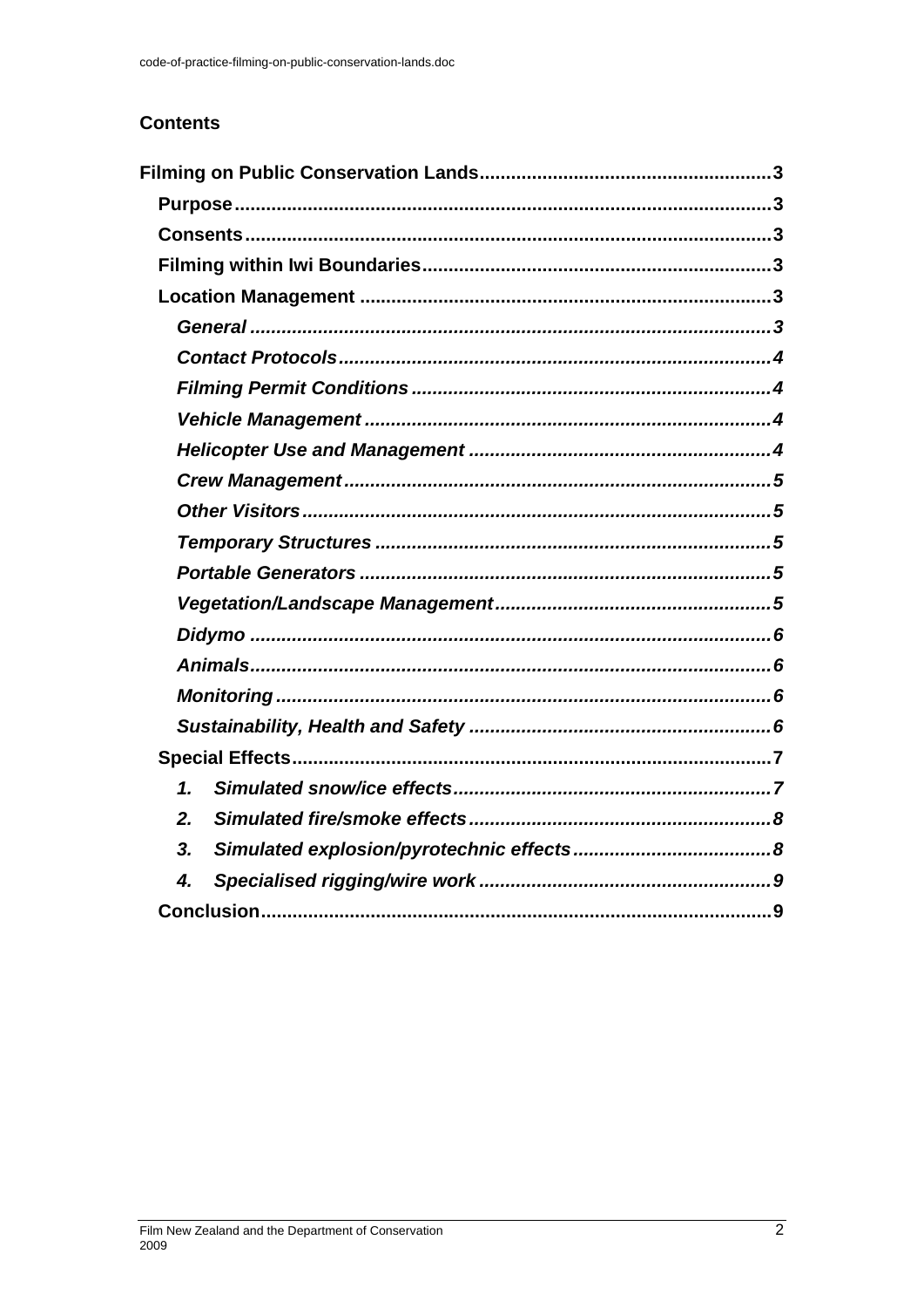## Contents

**Filming on Public Conservation Lands** ........................................................ 3

- **Purpose** ........................................................ 3
- **Consents** ........................................................ 3
- **Filming within Iwi Boundaries** ........................................................ 3
- **Location Management** ........................................................ 3
  - ***General*** ........................................................ 3
  - ***Contact Protocols*** ........................................................ 4
  - ***Filming Permit Conditions*** ........................................................ 4
  - ***Vehicle Management*** ........................................................ 4
  - ***Helicopter Use and Management*** ........................................................ 4
  - ***Crew Management*** ........................................................ 5
  - ***Other Visitors*** ........................................................ 5
  - ***Temporary Structures*** ........................................................ 5
  - ***Portable Generators*** ........................................................ 5
  - ***Vegetation/Landscape Management*** ........................................................ 5
  - ***Didymo*** ........................................................ 6
  - ***Animals*** ........................................................ 6
  - ***Monitoring*** ........................................................ 6
  - ***Sustainability, Health and Safety*** ........................................................ 6
- **Special Effects** ........................................................ 7
  1. ***Simulated snow/ice effects*** ........................................................ 7
  2. ***Simulated fire/smoke effects*** ........................................................ 8
  3. ***Simulated explosion/pyrotechnic effects*** ........................................................ 8
  4. ***Specialised rigging/wire work*** ........................................................ 9
- **Conclusion** ........................................................ 9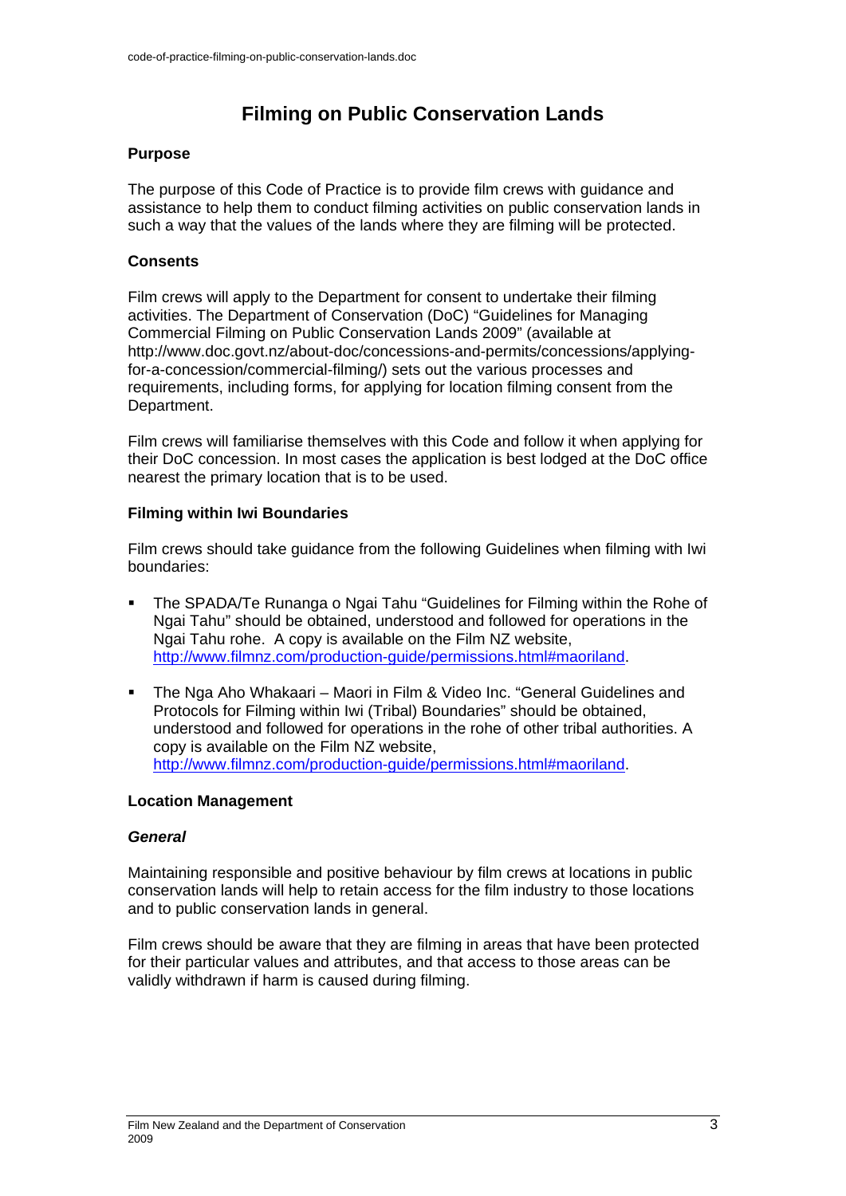# Filming on Public Conservation Lands

## Purpose

The purpose of this Code of Practice is to provide film crews with guidance and assistance to help them to conduct filming activities on public conservation lands in such a way that the values of the lands where they are filming will be protected.

## Consents

Film crews will apply to the Department for consent to undertake their filming activities. The Department of Conservation (DoC) "Guidelines for Managing Commercial Filming on Public Conservation Lands 2009" (available at http://www.doc.govt.nz/about-doc/concessions-and-permits/concessions/applying-for-a-concession/commercial-filming/) sets out the various processes and requirements, including forms, for applying for location filming consent from the Department.

Film crews will familiarise themselves with this Code and follow it when applying for their DoC concession. In most cases the application is best lodged at the DoC office nearest the primary location that is to be used.

## Filming within Iwi Boundaries

Film crews should take guidance from the following Guidelines when filming with Iwi boundaries:

- The SPADA/Te Runanga o Ngai Tahu "Guidelines for Filming within the Rohe of Ngai Tahu" should be obtained, understood and followed for operations in the Ngai Tahu rohe. A copy is available on the Film NZ website, http://www.filmnz.com/production-guide/permissions.html#maoriland.
- The Nga Aho Whakaari – Maori in Film & Video Inc. "General Guidelines and Protocols for Filming within Iwi (Tribal) Boundaries" should be obtained, understood and followed for operations in the rohe of other tribal authorities. A copy is available on the Film NZ website, http://www.filmnz.com/production-guide/permissions.html#maoriland.

## Location Management

### *General*

Maintaining responsible and positive behaviour by film crews at locations in public conservation lands will help to retain access for the film industry to those locations and to public conservation lands in general.

Film crews should be aware that they are filming in areas that have been protected for their particular values and attributes, and that access to those areas can be validly withdrawn if harm is caused during filming.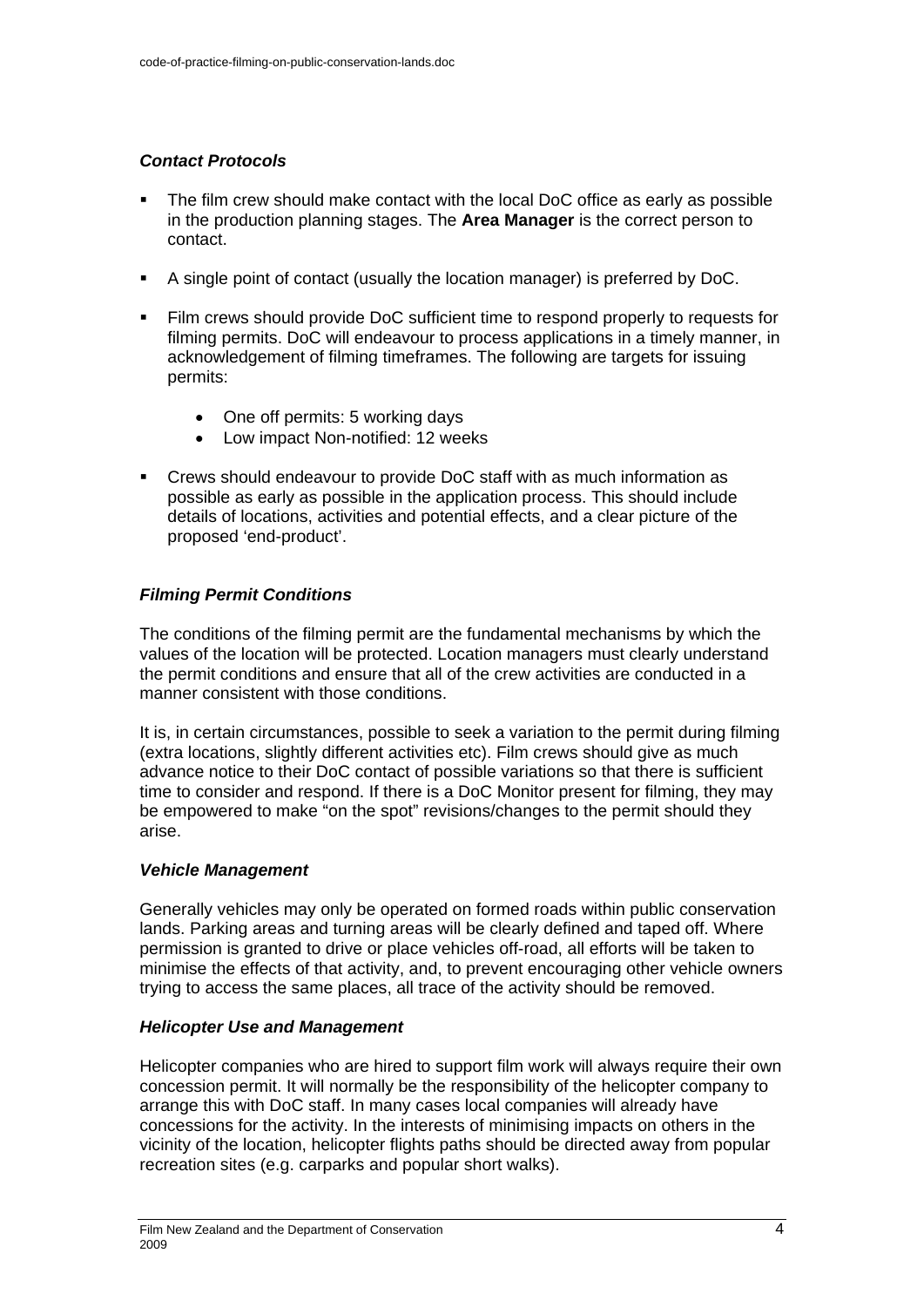### *Contact Protocols*

- The film crew should make contact with the local DoC office as early as possible in the production planning stages. The **Area Manager** is the correct person to contact.
- A single point of contact (usually the location manager) is preferred by DoC.
- Film crews should provide DoC sufficient time to respond properly to requests for filming permits. DoC will endeavour to process applications in a timely manner, in acknowledgement of filming timeframes. The following are targets for issuing permits:
    - One off permits: 5 working days
    - Low impact Non-notified: 12 weeks
- Crews should endeavour to provide DoC staff with as much information as possible as early as possible in the application process. This should include details of locations, activities and potential effects, and a clear picture of the proposed 'end-product'.

### *Filming Permit Conditions*

The conditions of the filming permit are the fundamental mechanisms by which the values of the location will be protected. Location managers must clearly understand the permit conditions and ensure that all of the crew activities are conducted in a manner consistent with those conditions.

It is, in certain circumstances, possible to seek a variation to the permit during filming (extra locations, slightly different activities etc). Film crews should give as much advance notice to their DoC contact of possible variations so that there is sufficient time to consider and respond. If there is a DoC Monitor present for filming, they may be empowered to make "on the spot" revisions/changes to the permit should they arise.

### *Vehicle Management*

Generally vehicles may only be operated on formed roads within public conservation lands. Parking areas and turning areas will be clearly defined and taped off. Where permission is granted to drive or place vehicles off-road, all efforts will be taken to minimise the effects of that activity, and, to prevent encouraging other vehicle owners trying to access the same places, all trace of the activity should be removed.

### *Helicopter Use and Management*

Helicopter companies who are hired to support film work will always require their own concession permit. It will normally be the responsibility of the helicopter company to arrange this with DoC staff. In many cases local companies will already have concessions for the activity. In the interests of minimising impacts on others in the vicinity of the location, helicopter flights paths should be directed away from popular recreation sites (e.g. carparks and popular short walks).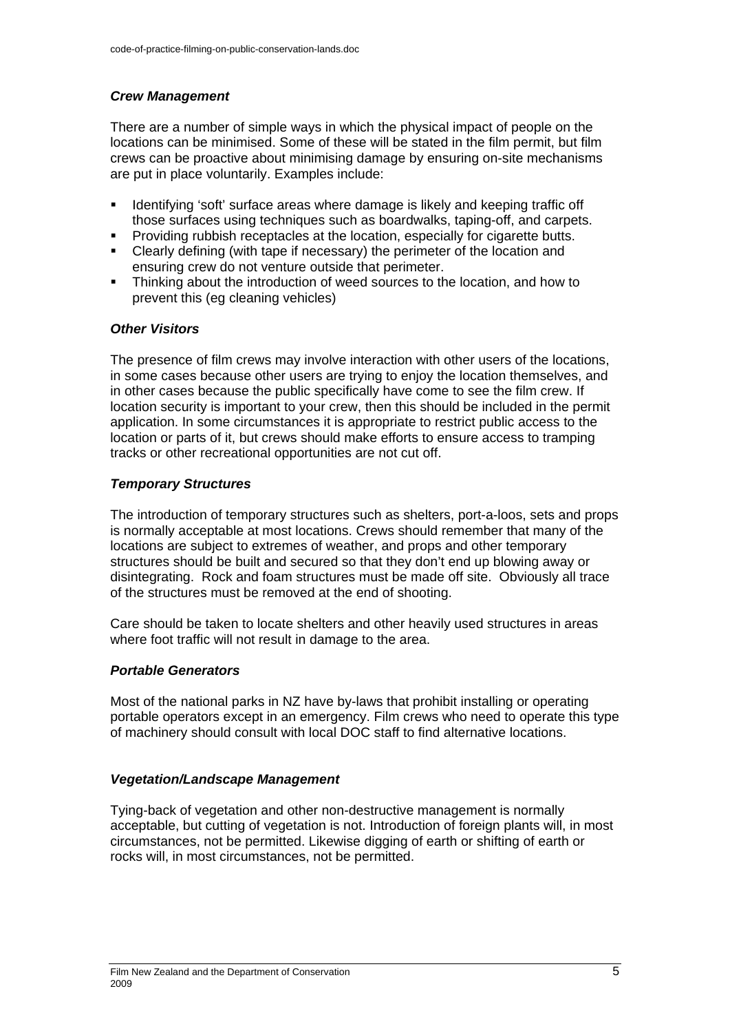### *Crew Management*

There are a number of simple ways in which the physical impact of people on the locations can be minimised. Some of these will be stated in the film permit, but film crews can be proactive about minimising damage by ensuring on-site mechanisms are put in place voluntarily. Examples include:

- Identifying 'soft' surface areas where damage is likely and keeping traffic off those surfaces using techniques such as boardwalks, taping-off, and carpets.
- Providing rubbish receptacles at the location, especially for cigarette butts.
- Clearly defining (with tape if necessary) the perimeter of the location and ensuring crew do not venture outside that perimeter.
- Thinking about the introduction of weed sources to the location, and how to prevent this (eg cleaning vehicles)

### *Other Visitors*

The presence of film crews may involve interaction with other users of the locations, in some cases because other users are trying to enjoy the location themselves, and in other cases because the public specifically have come to see the film crew. If location security is important to your crew, then this should be included in the permit application. In some circumstances it is appropriate to restrict public access to the location or parts of it, but crews should make efforts to ensure access to tramping tracks or other recreational opportunities are not cut off.

### *Temporary Structures*

The introduction of temporary structures such as shelters, port-a-loos, sets and props is normally acceptable at most locations. Crews should remember that many of the locations are subject to extremes of weather, and props and other temporary structures should be built and secured so that they don't end up blowing away or disintegrating. Rock and foam structures must be made off site. Obviously all trace of the structures must be removed at the end of shooting.

Care should be taken to locate shelters and other heavily used structures in areas where foot traffic will not result in damage to the area.

### *Portable Generators*

Most of the national parks in NZ have by-laws that prohibit installing or operating portable operators except in an emergency. Film crews who need to operate this type of machinery should consult with local DOC staff to find alternative locations.

### *Vegetation/Landscape Management*

Tying-back of vegetation and other non-destructive management is normally acceptable, but cutting of vegetation is not. Introduction of foreign plants will, in most circumstances, not be permitted. Likewise digging of earth or shifting of earth or rocks will, in most circumstances, not be permitted.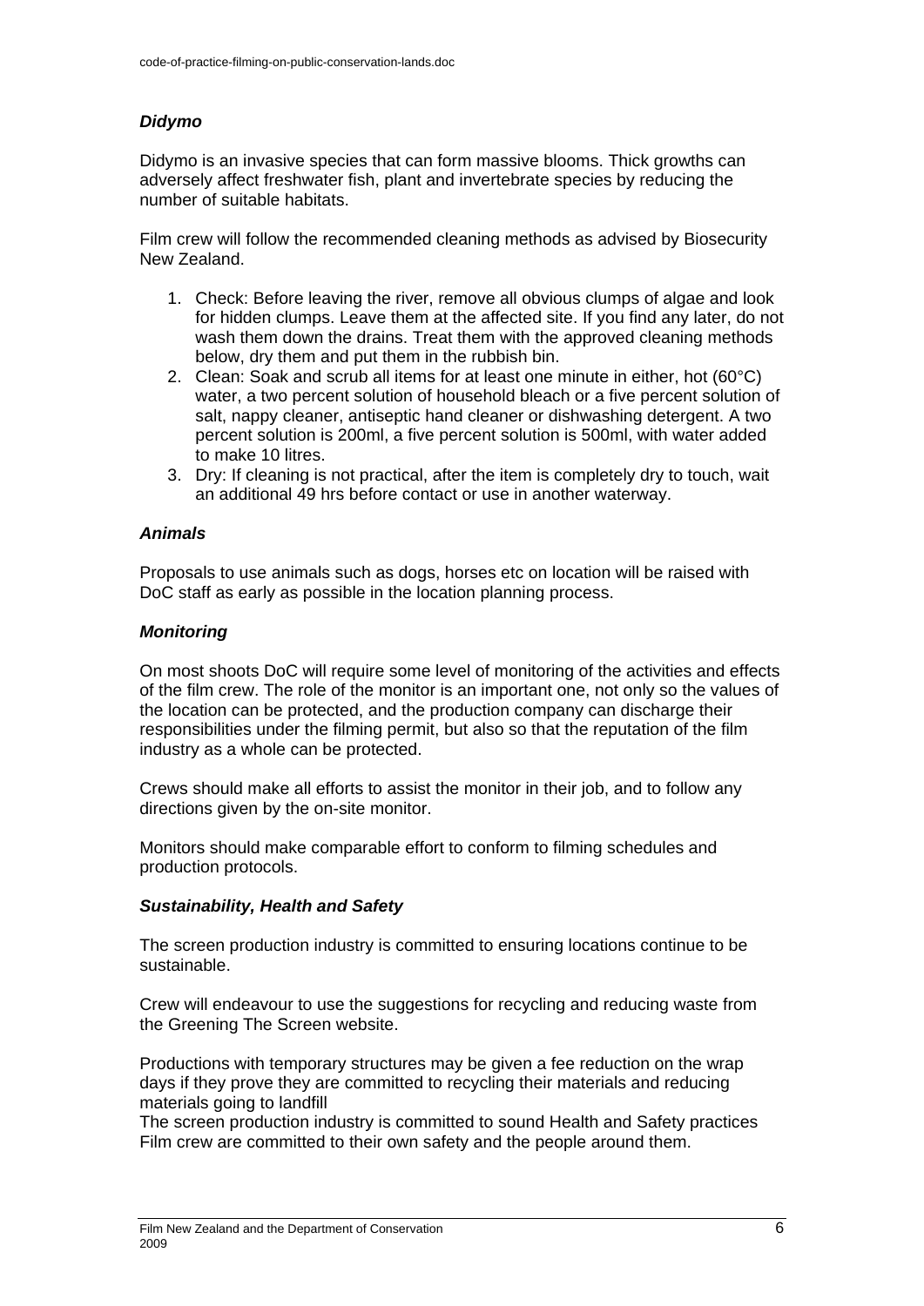### *Didymo*

Didymo is an invasive species that can form massive blooms. Thick growths can adversely affect freshwater fish, plant and invertebrate species by reducing the number of suitable habitats.

Film crew will follow the recommended cleaning methods as advised by Biosecurity New Zealand.

1. Check: Before leaving the river, remove all obvious clumps of algae and look for hidden clumps. Leave them at the affected site. If you find any later, do not wash them down the drains. Treat them with the approved cleaning methods below, dry them and put them in the rubbish bin.
2. Clean: Soak and scrub all items for at least one minute in either, hot (60°C) water, a two percent solution of household bleach or a five percent solution of salt, nappy cleaner, antiseptic hand cleaner or dishwashing detergent. A two percent solution is 200ml, a five percent solution is 500ml, with water added to make 10 litres.
3. Dry: If cleaning is not practical, after the item is completely dry to touch, wait an additional 49 hrs before contact or use in another waterway.

### *Animals*

Proposals to use animals such as dogs, horses etc on location will be raised with DoC staff as early as possible in the location planning process.

### *Monitoring*

On most shoots DoC will require some level of monitoring of the activities and effects of the film crew. The role of the monitor is an important one, not only so the values of the location can be protected, and the production company can discharge their responsibilities under the filming permit, but also so that the reputation of the film industry as a whole can be protected.

Crews should make all efforts to assist the monitor in their job, and to follow any directions given by the on-site monitor.

Monitors should make comparable effort to conform to filming schedules and production protocols.

### *Sustainability, Health and Safety*

The screen production industry is committed to ensuring locations continue to be sustainable.

Crew will endeavour to use the suggestions for recycling and reducing waste from the Greening The Screen website.

Productions with temporary structures may be given a fee reduction on the wrap days if they prove they are committed to recycling their materials and reducing materials going to landfill
The screen production industry is committed to sound Health and Safety practices
Film crew are committed to their own safety and the people around them.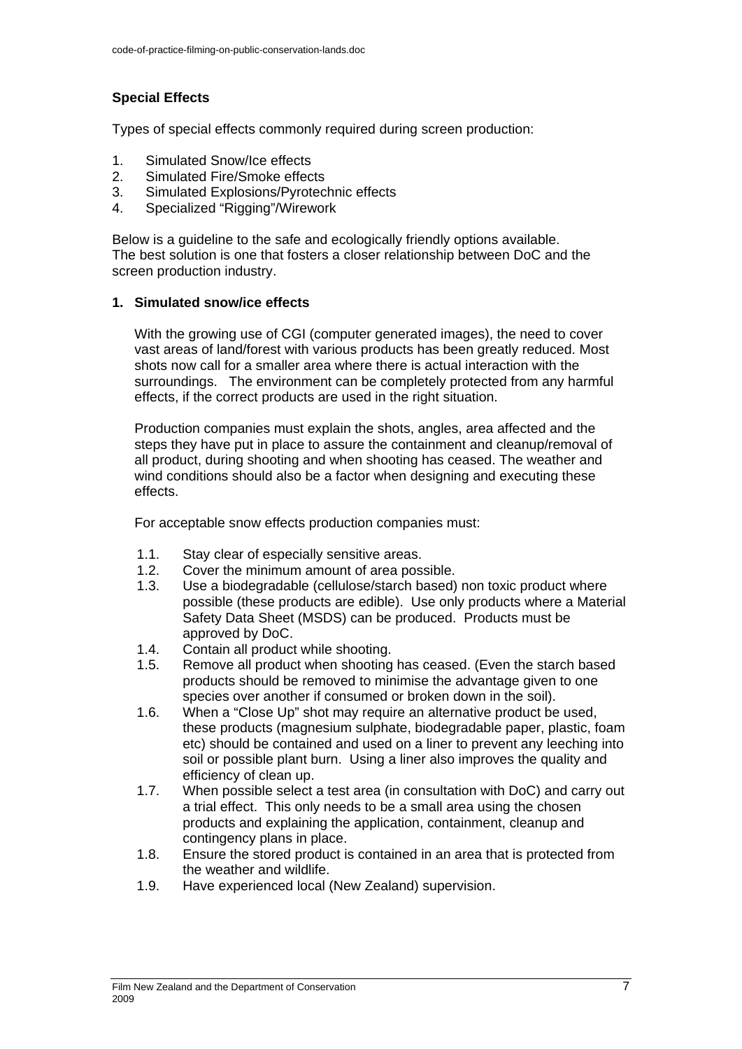**Special Effects**

Types of special effects commonly required during screen production:

1. Simulated Snow/Ice effects
2. Simulated Fire/Smoke effects
3. Simulated Explosions/Pyrotechnic effects
4. Specialized "Rigging"/Wirework

Below is a guideline to the safe and ecologically friendly options available. The best solution is one that fosters a closer relationship between DoC and the screen production industry.

**1. Simulated snow/ice effects**

With the growing use of CGI (computer generated images), the need to cover vast areas of land/forest with various products has been greatly reduced. Most shots now call for a smaller area where there is actual interaction with the surroundings. The environment can be completely protected from any harmful effects, if the correct products are used in the right situation.

Production companies must explain the shots, angles, area affected and the steps they have put in place to assure the containment and cleanup/removal of all product, during shooting and when shooting has ceased. The weather and wind conditions should also be a factor when designing and executing these effects.

For acceptable snow effects production companies must:

1.1. Stay clear of especially sensitive areas.
1.2. Cover the minimum amount of area possible.
1.3. Use a biodegradable (cellulose/starch based) non toxic product where possible (these products are edible). Use only products where a Material Safety Data Sheet (MSDS) can be produced. Products must be approved by DoC.
1.4. Contain all product while shooting.
1.5. Remove all product when shooting has ceased. (Even the starch based products should be removed to minimise the advantage given to one species over another if consumed or broken down in the soil).
1.6. When a "Close Up" shot may require an alternative product be used, these products (magnesium sulphate, biodegradable paper, plastic, foam etc) should be contained and used on a liner to prevent any leeching into soil or possible plant burn. Using a liner also improves the quality and efficiency of clean up.
1.7. When possible select a test area (in consultation with DoC) and carry out a trial effect. This only needs to be a small area using the chosen products and explaining the application, containment, cleanup and contingency plans in place.
1.8. Ensure the stored product is contained in an area that is protected from the weather and wildlife.
1.9. Have experienced local (New Zealand) supervision.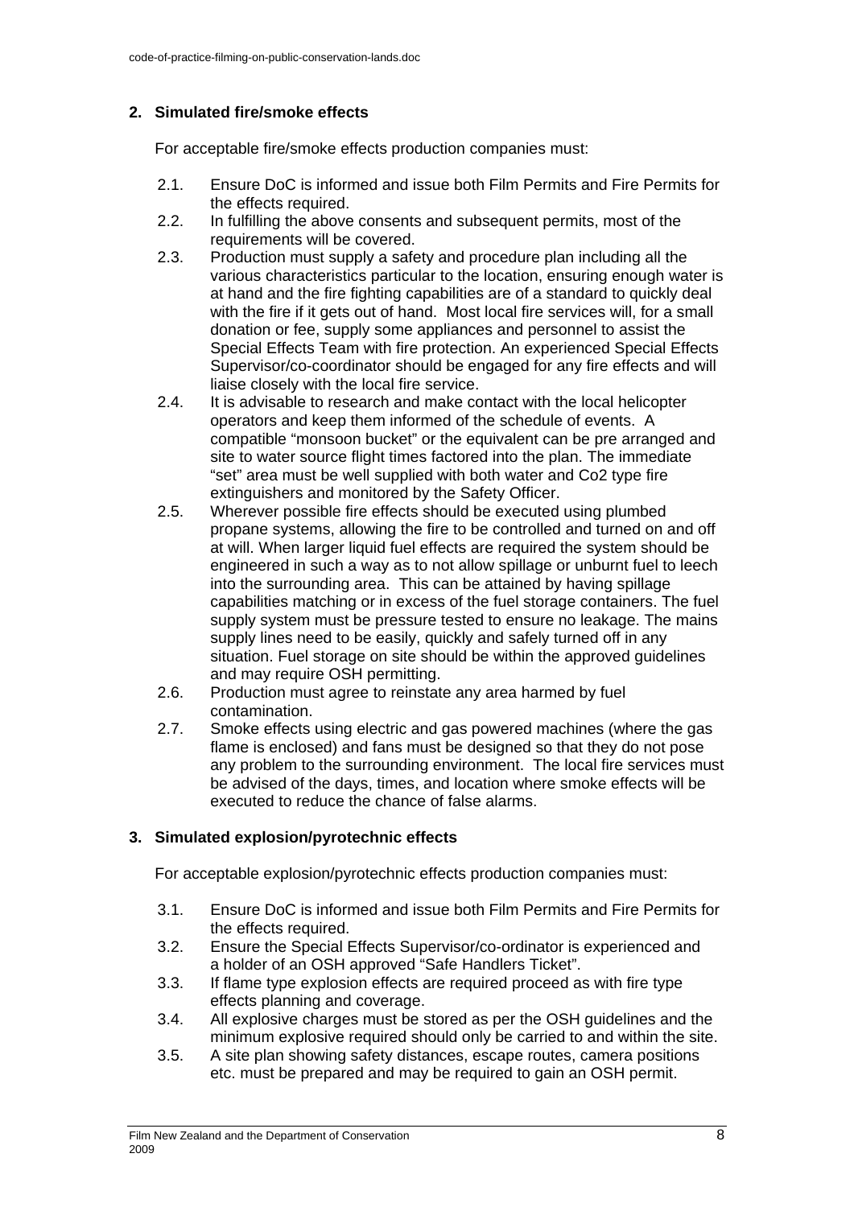## 2. Simulated fire/smoke effects

For acceptable fire/smoke effects production companies must:

2.1. Ensure DoC is informed and issue both Film Permits and Fire Permits for the effects required.

2.2. In fulfilling the above consents and subsequent permits, most of the requirements will be covered.

2.3. Production must supply a safety and procedure plan including all the various characteristics particular to the location, ensuring enough water is at hand and the fire fighting capabilities are of a standard to quickly deal with the fire if it gets out of hand. Most local fire services will, for a small donation or fee, supply some appliances and personnel to assist the Special Effects Team with fire protection. An experienced Special Effects Supervisor/co-coordinator should be engaged for any fire effects and will liaise closely with the local fire service.

2.4. It is advisable to research and make contact with the local helicopter operators and keep them informed of the schedule of events. A compatible "monsoon bucket" or the equivalent can be pre arranged and site to water source flight times factored into the plan. The immediate "set" area must be well supplied with both water and Co2 type fire extinguishers and monitored by the Safety Officer.

2.5. Wherever possible fire effects should be executed using plumbed propane systems, allowing the fire to be controlled and turned on and off at will. When larger liquid fuel effects are required the system should be engineered in such a way as to not allow spillage or unburnt fuel to leech into the surrounding area. This can be attained by having spillage capabilities matching or in excess of the fuel storage containers. The fuel supply system must be pressure tested to ensure no leakage. The mains supply lines need to be easily, quickly and safely turned off in any situation. Fuel storage on site should be within the approved guidelines and may require OSH permitting.

2.6. Production must agree to reinstate any area harmed by fuel contamination.

2.7. Smoke effects using electric and gas powered machines (where the gas flame is enclosed) and fans must be designed so that they do not pose any problem to the surrounding environment. The local fire services must be advised of the days, times, and location where smoke effects will be executed to reduce the chance of false alarms.

## 3. Simulated explosion/pyrotechnic effects

For acceptable explosion/pyrotechnic effects production companies must:

3.1. Ensure DoC is informed and issue both Film Permits and Fire Permits for the effects required.

3.2. Ensure the Special Effects Supervisor/co-ordinator is experienced and a holder of an OSH approved "Safe Handlers Ticket".

3.3. If flame type explosion effects are required proceed as with fire type effects planning and coverage.

3.4. All explosive charges must be stored as per the OSH guidelines and the minimum explosive required should only be carried to and within the site.

3.5. A site plan showing safety distances, escape routes, camera positions etc. must be prepared and may be required to gain an OSH permit.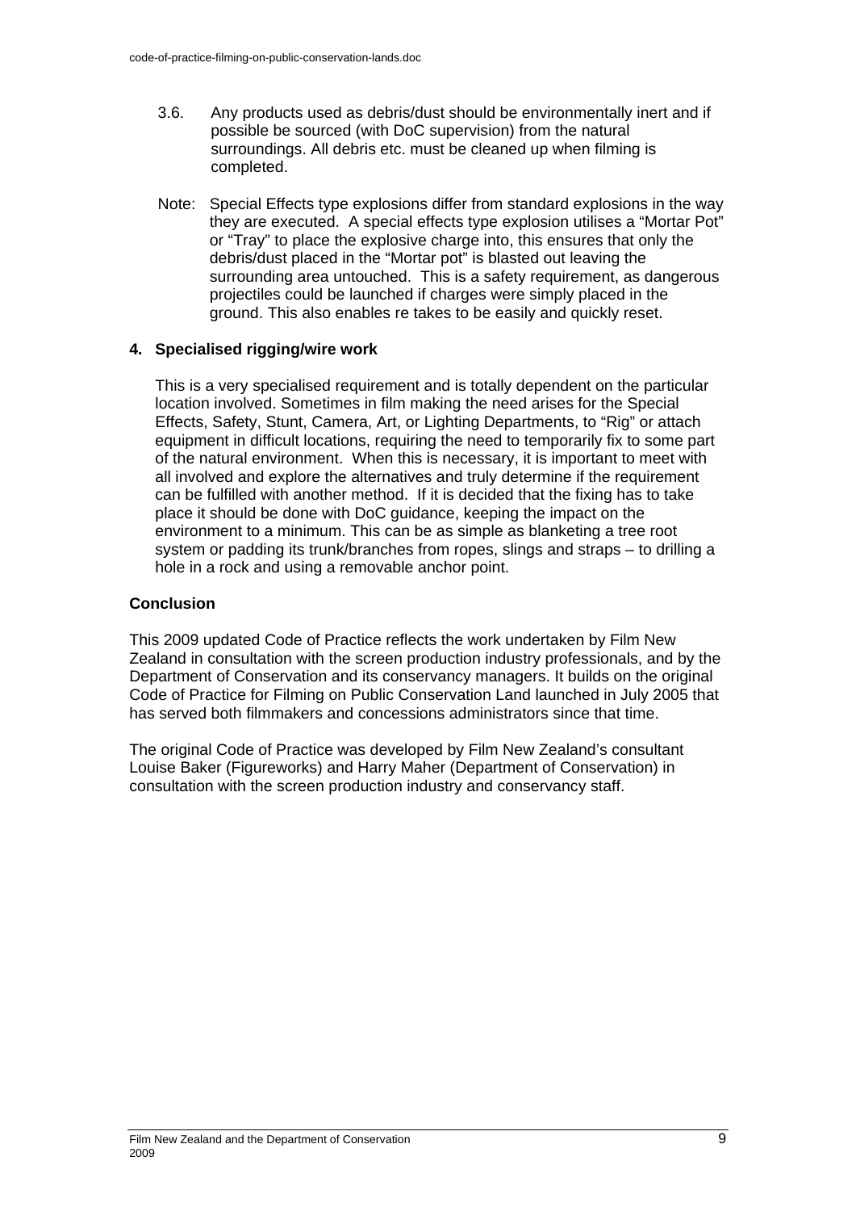3.6. Any products used as debris/dust should be environmentally inert and if possible be sourced (with DoC supervision) from the natural surroundings. All debris etc. must be cleaned up when filming is completed.

Note: Special Effects type explosions differ from standard explosions in the way they are executed. A special effects type explosion utilises a "Mortar Pot" or "Tray" to place the explosive charge into, this ensures that only the debris/dust placed in the "Mortar pot" is blasted out leaving the surrounding area untouched. This is a safety requirement, as dangerous projectiles could be launched if charges were simply placed in the ground. This also enables re takes to be easily and quickly reset.

### 4. Specialised rigging/wire work

This is a very specialised requirement and is totally dependent on the particular location involved. Sometimes in film making the need arises for the Special Effects, Safety, Stunt, Camera, Art, or Lighting Departments, to "Rig" or attach equipment in difficult locations, requiring the need to temporarily fix to some part of the natural environment. When this is necessary, it is important to meet with all involved and explore the alternatives and truly determine if the requirement can be fulfilled with another method. If it is decided that the fixing has to take place it should be done with DoC guidance, keeping the impact on the environment to a minimum. This can be as simple as blanketing a tree root system or padding its trunk/branches from ropes, slings and straps – to drilling a hole in a rock and using a removable anchor point.

## Conclusion

This 2009 updated Code of Practice reflects the work undertaken by Film New Zealand in consultation with the screen production industry professionals, and by the Department of Conservation and its conservancy managers. It builds on the original Code of Practice for Filming on Public Conservation Land launched in July 2005 that has served both filmmakers and concessions administrators since that time.

The original Code of Practice was developed by Film New Zealand's consultant Louise Baker (Figureworks) and Harry Maher (Department of Conservation) in consultation with the screen production industry and conservancy staff.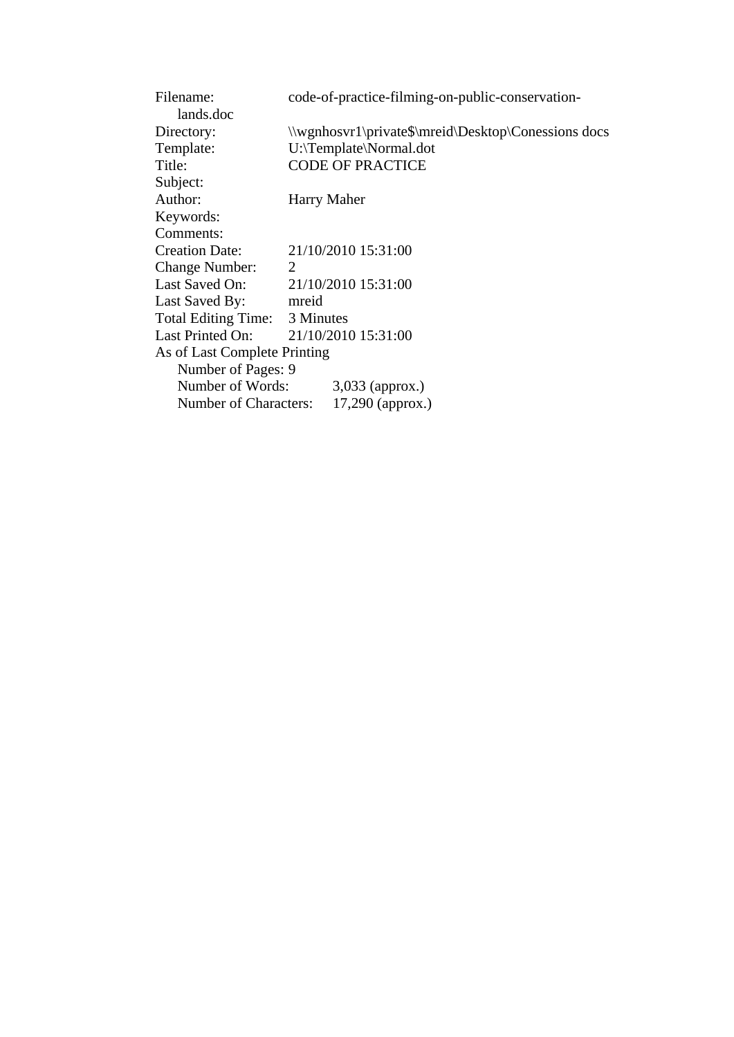Filename: code-of-practice-filming-on-public-conservation-lands.doc
Directory: \\wgnhosvr1\private$\mreid\Desktop\Conessions docs
Template: U:\Template\Normal.dot
Title: CODE OF PRACTICE
Subject:
Author: Harry Maher
Keywords:
Comments:
Creation Date: 21/10/2010 15:31:00
Change Number: 2
Last Saved On: 21/10/2010 15:31:00
Last Saved By: mreid
Total Editing Time: 3 Minutes
Last Printed On: 21/10/2010 15:31:00
As of Last Complete Printing
Number of Pages: 9
Number of Words: 3,033 (approx.)
Number of Characters: 17,290 (approx.)